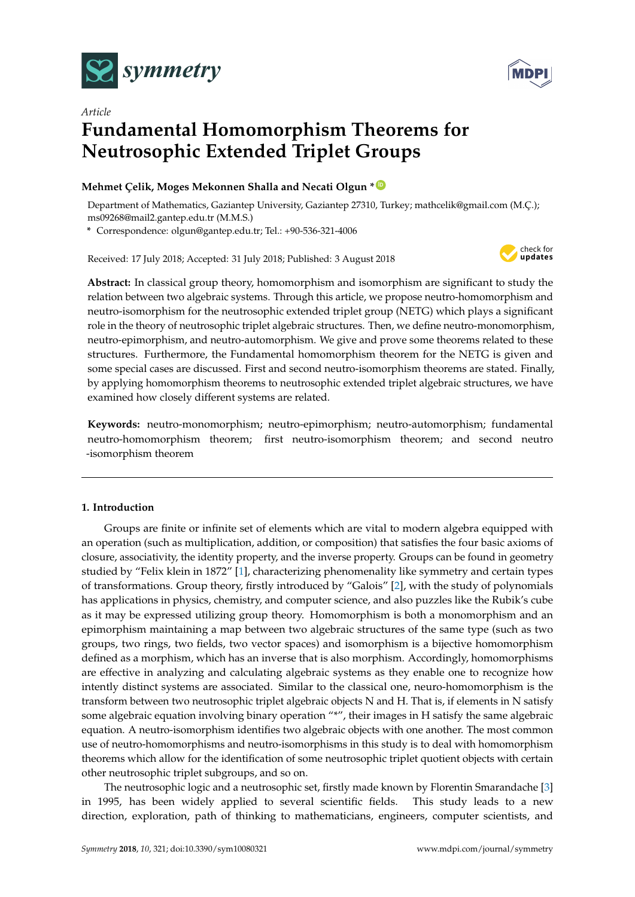Article

# Fundamental Homomorphism Theorems for Neutrosophic Extended Triplet Groups

**Mehmet Çelik, Moges Mekonnen Shalla and Necati Olgun ***

Department of Mathematics, Gaziantep University, Gaziantep 27310, Turkey; mathcelik@gmail.com (M.Ç.); ms09268@mail2.gantep.edu.tr (M.M.S.)

* Correspondence: olgun@gantep.edu.tr; Tel.: +90-536-321-4006

Received: 17 July 2018; Accepted: 31 July 2018; Published: 3 August 2018

**Abstract:** In classical group theory, homomorphism and isomorphism are significant to study the relation between two algebraic systems. Through this article, we propose neutro-homomorphism and neutro-isomorphism for the neutrosophic extended triplet group (NETG) which plays a significant role in the theory of neutrosophic triplet algebraic structures. Then, we define neutro-monomorphism, neutro-epimorphism, and neutro-automorphism. We give and prove some theorems related to these structures. Furthermore, the Fundamental homomorphism theorem for the NETG is given and some special cases are discussed. First and second neutro-isomorphism theorems are stated. Finally, by applying homomorphism theorems to neutrosophic extended triplet algebraic structures, we have examined how closely different systems are related.

**Keywords:** neutro-monomorphism; neutro-epimorphism; neutro-automorphism; fundamental neutro-homomorphism theorem; first neutro-isomorphism theorem; and second neutro -isomorphism theorem

## 1. Introduction

Groups are finite or infinite set of elements which are vital to modern algebra equipped with an operation (such as multiplication, addition, or composition) that satisfies the four basic axioms of closure, associativity, the identity property, and the inverse property. Groups can be found in geometry studied by "Felix klein in 1872" [1], characterizing phenomenality like symmetry and certain types of transformations. Group theory, firstly introduced by "Galois" [2], with the study of polynomials has applications in physics, chemistry, and computer science, and also puzzles like the Rubik's cube as it may be expressed utilizing group theory. Homomorphism is both a monomorphism and an epimorphism maintaining a map between two algebraic structures of the same type (such as two groups, two rings, two fields, two vector spaces) and isomorphism is a bijective homomorphism defined as a morphism, which has an inverse that is also morphism. Accordingly, homomorphisms are effective in analyzing and calculating algebraic systems as they enable one to recognize how intently distinct systems are associated. Similar to the classical one, neuro-homomorphism is the transform between two neutrosophic triplet algebraic objects N and H. That is, if elements in N satisfy some algebraic equation involving binary operation "*", their images in H satisfy the same algebraic equation. A neutro-isomorphism identifies two algebraic objects with one another. The most common use of neutro-homomorphisms and neutro-isomorphisms in this study is to deal with homomorphism theorems which allow for the identification of some neutrosophic triplet quotient objects with certain other neutrosophic triplet subgroups, and so on.

The neutrosophic logic and a neutrosophic set, firstly made known by Florentin Smarandache [3] in 1995, has been widely applied to several scientific fields. This study leads to a new direction, exploration, path of thinking to mathematicians, engineers, computer scientists, and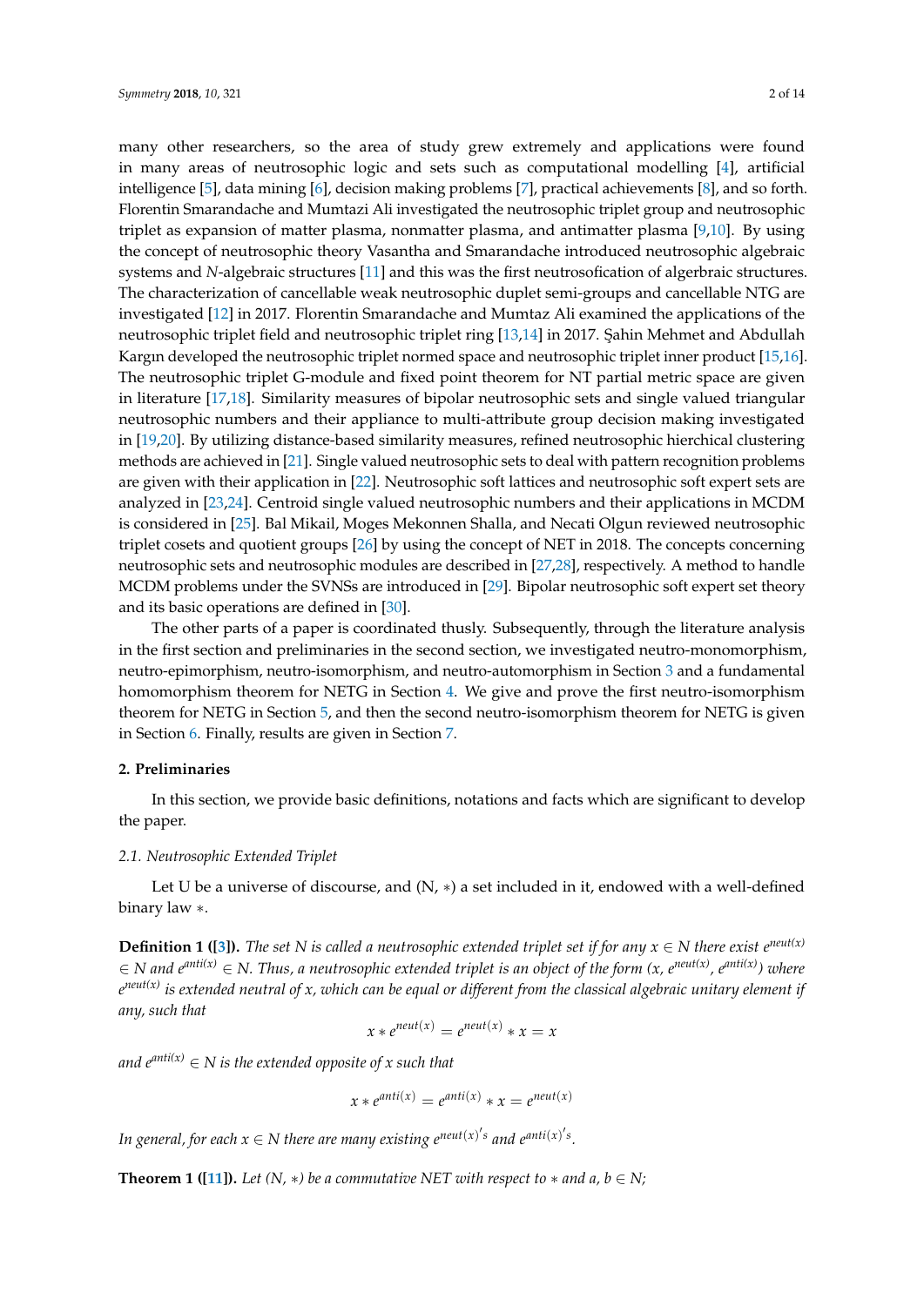many other researchers, so the area of study grew extremely and applications were found in many areas of neutrosophic logic and sets such as computational modelling [4], artificial intelligence [5], data mining [6], decision making problems [7], practical achievements [8], and so forth. Florentin Smarandache and Mumtazi Ali investigated the neutrosophic triplet group and neutrosophic triplet as expansion of matter plasma, nonmatter plasma, and antimatter plasma [9,10]. By using the concept of neutrosophic theory Vasantha and Smarandache introduced neutrosophic algebraic systems and N-algebraic structures [11] and this was the first neutrosofication of algerbraic structures. The characterization of cancellable weak neutrosophic duplet semi-groups and cancellable NTG are investigated [12] in 2017. Florentin Smarandache and Mumtaz Ali examined the applications of the neutrosophic triplet field and neutrosophic triplet ring [13,14] in 2017. Şahin Mehmet and Abdullah Kargın developed the neutrosophic triplet normed space and neutrosophic triplet inner product [15,16]. The neutrosophic triplet G-module and fixed point theorem for NT partial metric space are given in literature [17,18]. Similarity measures of bipolar neutrosophic sets and single valued triangular neutrosophic numbers and their appliance to multi-attribute group decision making investigated in [19,20]. By utilizing distance-based similarity measures, refined neutrosophic hierchical clustering methods are achieved in [21]. Single valued neutrosophic sets to deal with pattern recognition problems are given with their application in [22]. Neutrosophic soft lattices and neutrosophic soft expert sets are analyzed in [23,24]. Centroid single valued neutrosophic numbers and their applications in MCDM is considered in [25]. Bal Mikail, Moges Mekonnen Shalla, and Necati Olgun reviewed neutrosophic triplet cosets and quotient groups [26] by using the concept of NET in 2018. The concepts concerning neutrosophic sets and neutrosophic modules are described in [27,28], respectively. A method to handle MCDM problems under the SVNSs are introduced in [29]. Bipolar neutrosophic soft expert set theory and its basic operations are defined in [30].

The other parts of a paper is coordinated thusly. Subsequently, through the literature analysis in the first section and preliminaries in the second section, we investigated neutro-monomorphism, neutro-epimorphism, neutro-isomorphism, and neutro-automorphism in Section 3 and a fundamental homomorphism theorem for NETG in Section 4. We give and prove the first neutro-isomorphism theorem for NETG in Section 5, and then the second neutro-isomorphism theorem for NETG is given in Section 6. Finally, results are given in Section 7.

## 2. Preliminaries

In this section, we provide basic definitions, notations and facts which are significant to develop the paper.

### 2.1. Neutrosophic Extended Triplet

Let U be a universe of discourse, and (N, $*$) a set included in it, endowed with a well-defined binary law $*$.

**Definition 1 ([3]).** *The set N is called a neutrosophic extended triplet set if for any $x \in N$ there exist $e^{neut(x)} \in N$ and $e^{anti(x)} \in N$. Thus, a neutrosophic extended triplet is an object of the form $(x, e^{neut(x)}, e^{anti(x)})$ where $e^{neut(x)}$ is extended neutral of x, which can be equal or different from the classical algebraic unitary element if any, such that*

$$x * e^{neut(x)} = e^{neut(x)} * x = x$$

*and $e^{anti(x)} \in N$ is the extended opposite of x such that*

$$x * e^{anti(x)} = e^{anti(x)} * x = e^{neut(x)}$$

*In general, for each $x \in N$ there are many existing $e^{neut(x)'}s$ and $e^{anti(x)'}s$.*

**Theorem 1 ([11]).** *Let (N, $*$) be a commutative NET with respect to $*$ and a, b $\in$ N;*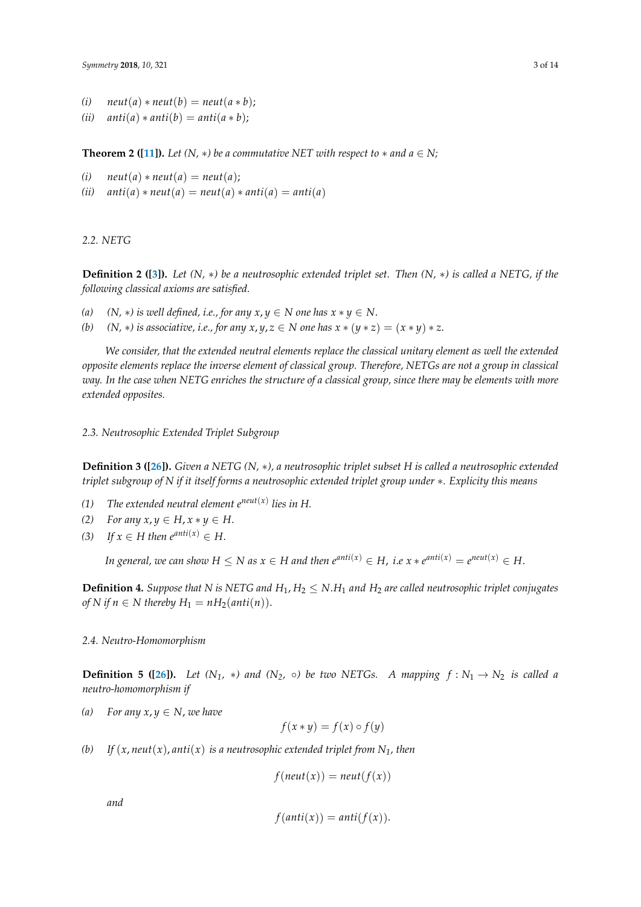(i) $neut(a) * neut(b) = neut(a * b)$;

(ii) $anti(a) * anti(b) = anti(a * b)$;

**Theorem 2 ([11]).** *Let (N, $*$) be a commutative NET with respect to $*$ and $a \in N$;*

(i) $neut(a) * neut(a) = neut(a)$;

(ii) $anti(a) * neut(a) = neut(a) * anti(a) = anti(a)$

### 2.2. NETG

**Definition 2 ([3]).** *Let (N, $*$) be a neutrosophic extended triplet set. Then (N, $*$) is called a NETG, if the following classical axioms are satisfied.*

(a) *(N, $*$) is well defined, i.e., for any $x, y \in N$ one has $x * y \in N$.*

(b) *(N, $*$) is associative, i.e., for any $x, y, z \in N$ one has $x * (y * z) = (x * y) * z$.*

*We consider, that the extended neutral elements replace the classical unitary element as well the extended opposite elements replace the inverse element of classical group. Therefore, NETGs are not a group in classical way. In the case when NETG enriches the structure of a classical group, since there may be elements with more extended opposites.*

### 2.3. Neutrosophic Extended Triplet Subgroup

**Definition 3 ([26]).** *Given a NETG (N, $*$), a neutrosophic triplet subset H is called a neutrosophic extended triplet subgroup of N if it itself forms a neutrosophic extended triplet group under $*$. Explicity this means*

(1) *The extended neutral element $e^{neut(x)}$ lies in H.*

(2) *For any $x, y \in H, x * y \in H$.*

(3) *If $x \in H$ then $e^{anti(x)} \in H$.*

*In general, we can show $H \leq N$ as $x \in H$ and then $e^{anti(x)} \in H$, i.e $x * e^{anti(x)} = e^{neut(x)} \in H$.*

**Definition 4.** *Suppose that N is NETG and $H_1, H_2 \leq N$. $H_1$ and $H_2$ are called neutrosophic triplet conjugates of N if $n \in N$ thereby $H_1 = nH_2(anti(n))$.*

### 2.4. Neutro-Homomorphism

**Definition 5 ([26]).** *Let ($N_1$, $*$) and ($N_2$, $\circ$) be two NETGs. A mapping $f : N_1 \to N_2$ is called a neutro-homomorphism if*

(a) *For any $x, y \in N$, we have*

$$f(x * y) = f(x) \circ f(y)$$

(b) *If $(x, neut(x), anti(x)$ is a neutrosophic extended triplet from $N_1$, then*

$$f(neut(x)) = neut(f(x))$$

*and*

$$f(anti(x)) = anti(f(x)).$$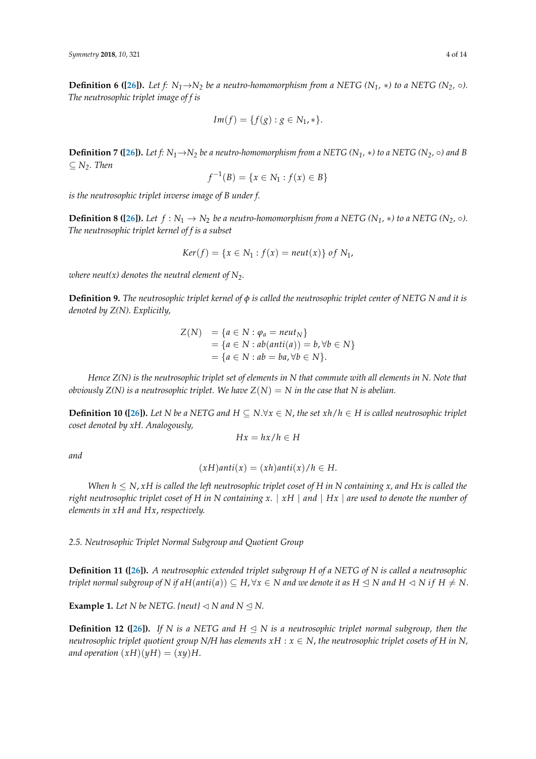**Definition 6 ([26]).** *Let f: $N_1 \rightarrow N_2$ be a neutro-homomorphism from a NETG ($N_1$, $*$) to a NETG ($N_2$, $\circ$). The neutrosophic triplet image of f is*

$$Im(f) = \{f(g) : g \in N_1, *\}.$$

**Definition 7 ([26]).** *Let f: $N_1 \rightarrow N_2$ be a neutro-homomorphism from a NETG ($N_1$, $*$) to a NETG ($N_2$, $\circ$) and B $\subseteq N_2$. Then*

$$f^{-1}(B) = \{x \in N_1 : f(x) \in B\}$$

*is the neutrosophic triplet inverse image of B under f.*

**Definition 8 ([26]).** *Let $f : N_1 \rightarrow N_2$ be a neutro-homomorphism from a NETG ($N_1$, $*$) to a NETG ($N_2$, $\circ$). The neutrosophic triplet kernel of f is a subset*

$$Ker(f) = \{x \in N_1 : f(x) = neut(x)\} \text{ of } N_1,$$

*where neut(x) denotes the neutral element of $N_2$.*

**Definition 9.** *The neutrosophic triplet kernel of $\phi$ is called the neutrosophic triplet center of NETG N and it is denoted by Z(N). Explicitly,*

$$\begin{aligned} Z(N) &= \{a \in N : \varphi_a = neut_N\} \\ &= \{a \in N : ab(anti(a)) = b, \forall b \in N\} \\ &= \{a \in N : ab = ba, \forall b \in N\}. \end{aligned}$$

*Hence Z(N) is the neutrosophic triplet set of elements in N that commute with all elements in N. Note that obviously Z(N) is a neutrosophic triplet. We have $Z(N) = N$ in the case that N is abelian.*

**Definition 10 ([26]).** *Let N be a NETG and $H \subseteq N . \forall x \in N$, the set $xh/h \in H$ is called neutrosophic triplet coset denoted by $xH$. Analogously,*

$$Hx = hx/h \in H$$

*and*

$$(xH)anti(x) = (xh)anti(x)/h \in H.$$

*When $h \leq N$, $xH$ is called the left neutrosophic triplet coset of H in N containing x, and $Hx$ is called the right neutrosophic triplet coset of H in N containing x. $\mid xH \mid$ and $\mid Hx \mid$ are used to denote the number of elements in $xH$ and $Hx$, respectively.*

*2.5. Neutrosophic Triplet Normal Subgroup and Quotient Group*

**Definition 11 ([26]).** *A neutrosophic extended triplet subgroup H of a NETG of N is called a neutrosophic triplet normal subgroup of N if $aH(anti(a)) \subseteq H, \forall x \in N$ and we denote it as $H \trianglelefteq N$ and $H \triangleleft N$ if $H \neq N$.*

**Example 1.** *Let N be NETG. {neut} $\triangleleft$ N and N $\trianglelefteq$ N.*

**Definition 12 ([26]).** *If N is a NETG and $H \trianglelefteq N$ is a neutrosophic triplet normal subgroup, then the neutrosophic triplet quotient group N/H has elements $xH : x \in N$, the neutrosophic triplet cosets of H in N, and operation $(xH)(yH) = (xy)H$.*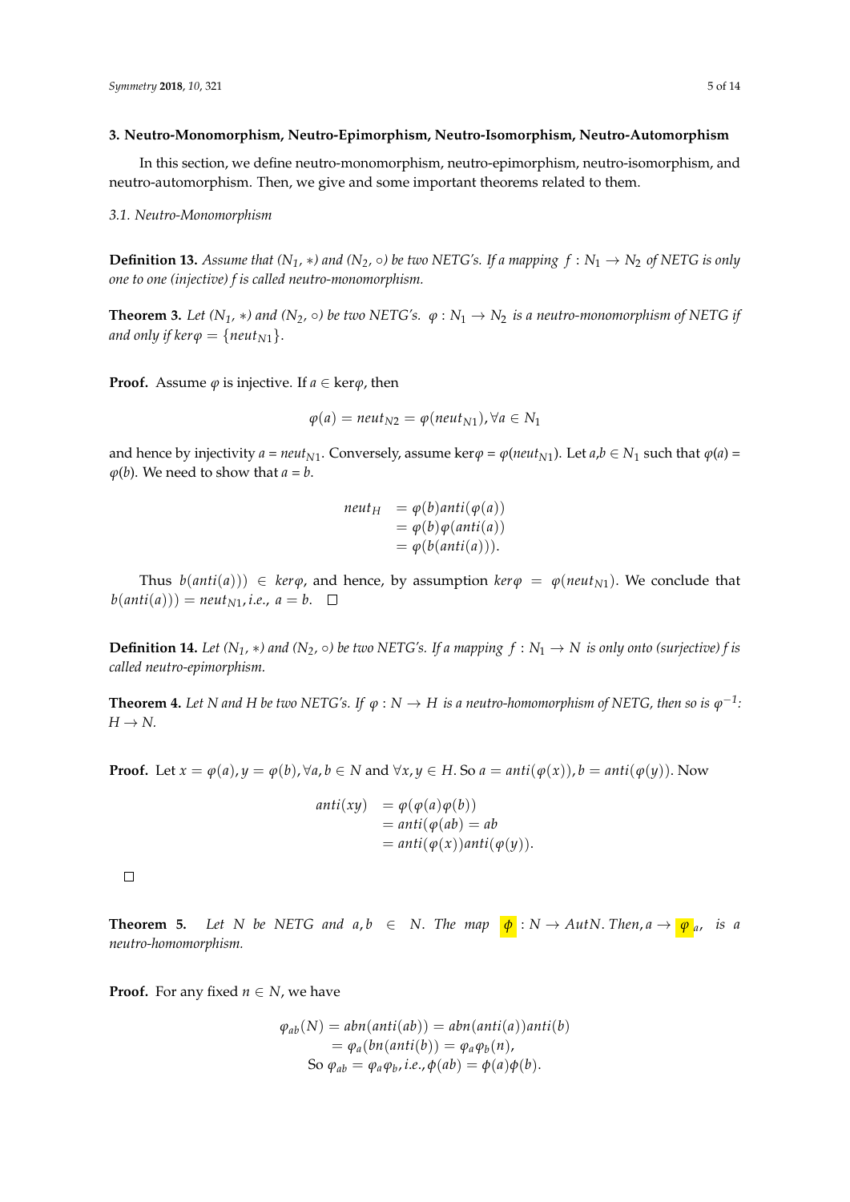### 3. Neutro-Monomorphism, Neutro-Epimorphism, Neutro-Isomorphism, Neutro-Automorphism

In this section, we define neutro-monomorphism, neutro-epimorphism, neutro-isomorphism, and neutro-automorphism. Then, we give and some important theorems related to them.

#### *3.1. Neutro-Monomorphism*

**Definition 13.** *Assume that ($N_1$, $*$) and ($N_2$, $\circ$) be two NETG's. If a mapping $f : N_1 \to N_2$ of NETG is only one to one (injective) f is called neutro-monomorphism.*

**Theorem 3.** *Let ($N_1$, $*$) and ($N_2$, $\circ$) be two NETG's. $\varphi : N_1 \to N_2$ is a neutro-monomorphism of NETG if and only if $ker\varphi = \{neut_{N1}\}$.*

**Proof.** Assume $\varphi$ is injective. If $a \in \ker\varphi$, then

$$\varphi(a) = neut_{N2} = \varphi(neut_{N1}), \forall a \in N_1$$

and hence by injectivity $a = neut_{N1}$. Conversely, assume $\ker\varphi = \varphi(neut_{N1})$. Let $a,b \in N_1$ such that $\varphi(a) = \varphi(b)$. We need to show that $a = b$.

$$\begin{aligned} neut_H &= \varphi(b)anti(\varphi(a)) \\ &= \varphi(b)\varphi(anti(a)) \\ &= \varphi(b(anti(a))). \end{aligned}$$

Thus $b(anti(a))) \in ker\varphi$, and hence, by assumption $ker\varphi = \varphi(neut_{N1})$. We conclude that $b(anti(a))) = neut_{N1}, i.e., a = b$. □

**Definition 14.** *Let ($N_1$, $*$) and ($N_2$, $\circ$) be two NETG's. If a mapping $f : N_1 \to N$ is only onto (surjective) f is called neutro-epimorphism.*

**Theorem 4.** *Let N and H be two NETG's. If $\varphi : N \to H$ is a neutro-homomorphism of NETG, then so is $\varphi^{-1}$: $H \to N$.*

**Proof.** Let $x = \varphi(a), y = \varphi(b), \forall a, b \in N$ and $\forall x, y \in H$. So $a = anti(\varphi(x)), b = anti(\varphi(y))$. Now

$$\begin{aligned} anti(xy) &= \varphi(\varphi(a)\varphi(b)) \\ &= anti(\varphi(ab) = ab \\ &= anti(\varphi(x))anti(\varphi(y)). \end{aligned}$$

□

**Theorem 5.** *Let N be NETG and $a, b \in N$. The map $\phi : N \to AutN$. Then, $a \to \varphi_a$, is a neutro-homomorphism.*

**Proof.** For any fixed $n \in N$, we have

$$\begin{aligned} \varphi_{ab}(N) = abn(anti(ab)) &= abn(anti(a))anti(b) \\ &= \varphi_a(bn(anti(b)) = \varphi_a\varphi_b(n), \\ \text{So } \varphi_{ab} &= \varphi_a\varphi_b, i.e., \phi(ab) = \phi(a)\phi(b). \end{aligned}$$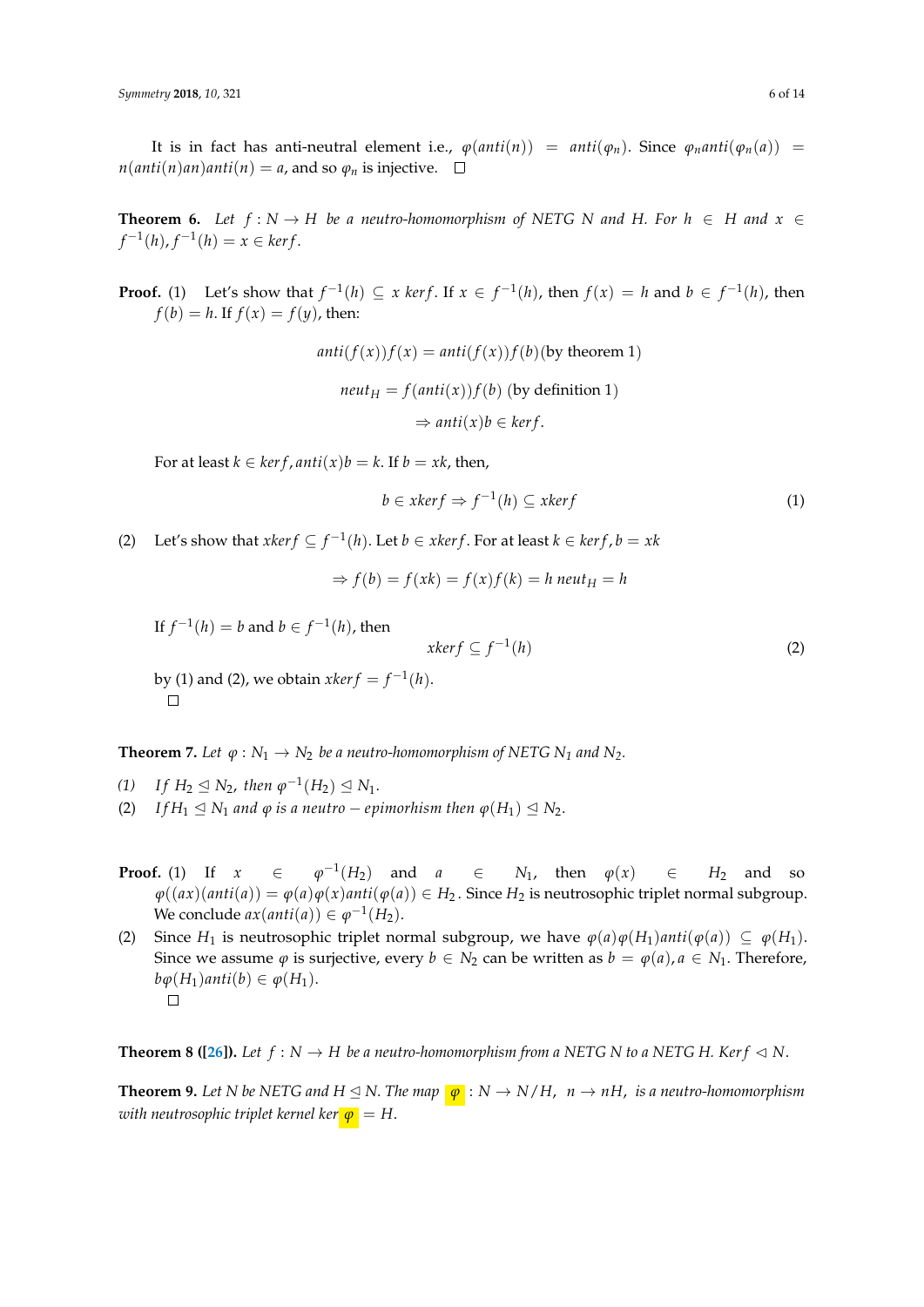It is in fact has anti-neutral element i.e., $\varphi(anti(n)) = anti(\varphi_n)$. Since $\varphi_n anti(\varphi_n(a)) = n(anti(n)an)anti(n) = a$, and so $\varphi_n$ is injective. □

**Theorem 6.** *Let $f : N \to H$ be a neutro-homomorphism of NETG N and H. For $h \in H$ and $x \in f^{-1}(h)$, $f^{-1}(h) = x \in kerf$.*

**Proof.** (1) Let's show that $f^{-1}(h) \subseteq x\ kerf$. If $x \in f^{-1}(h)$, then $f(x) = h$ and $b \in f^{-1}(h)$, then $f(b) = h$. If $f(x) = f(y)$, then:

$$anti(f(x))f(x) = anti(f(x))f(b) (\text{by theorem 1})$$

$$neut_H = f(anti(x))f(b) \ (\text{by definition 1})$$

$$\Rightarrow anti(x)b \in kerf.$$

For at least $k \in kerf, anti(x)b = k$. If $b = xk$, then,

$$b \in xkerf \Rightarrow f^{-1}(h) \subseteq xkerf \tag{1}$$

(2) Let's show that $xkerf \subseteq f^{-1}(h)$. Let $b \in xkerf$. For at least $k \in kerf, b = xk$

$$\Rightarrow f(b) = f(xk) = f(x)f(k) = h\ neut_H = h$$

If $f^{-1}(h) = b$ and $b \in f^{-1}(h)$, then

$$xkerf \subseteq f^{-1}(h) \tag{2}$$

by (1) and (2), we obtain $xkerf = f^{-1}(h)$.

□

**Theorem 7.** *Let $\varphi : N_1 \to N_2$ be a neutro-homomorphism of NETG $N_1$ and $N_2$.*

*(1) If $H_2 \trianglelefteq N_2$, then $\varphi^{-1}(H_2) \trianglelefteq N_1$.*

*(2) If $H_1 \trianglelefteq N_1$ and $\varphi$ is a neutro − epimorhism then $\varphi(H_1) \trianglelefteq N_2$.*

**Proof.** (1) If $x \in \varphi^{-1}(H_2)$ and $a \in N_1$, then $\varphi(x) \in H_2$ and so $\varphi((ax)(anti(a)) = \varphi(a)\varphi(x)anti(\varphi(a)) \in H_2$. Since $H_2$ is neutrosophic triplet normal subgroup. We conclude $ax(anti(a)) \in \varphi^{-1}(H_2)$.

(2) Since $H_1$ is neutrosophic triplet normal subgroup, we have $\varphi(a)\varphi(H_1)anti(\varphi(a)) \subseteq \varphi(H_1)$. Since we assume $\varphi$ is surjective, every $b \in N_2$ can be written as $b = \varphi(a), a \in N_1$. Therefore, $b\varphi(H_1)anti(b) \in \varphi(H_1)$.

□

**Theorem 8 ([26]).** *Let $f : N \to H$ be a neutro-homomorphism from a NETG N to a NETG H. $Kerf \triangleleft N$.*

**Theorem 9.** *Let N be NETG and $H \trianglelefteq N$. The map $\varphi : N \to N/H,\ \ n \to nH,$ is a neutro-homomorphism with neutrosophic triplet kernel $ker\varphi = H$.*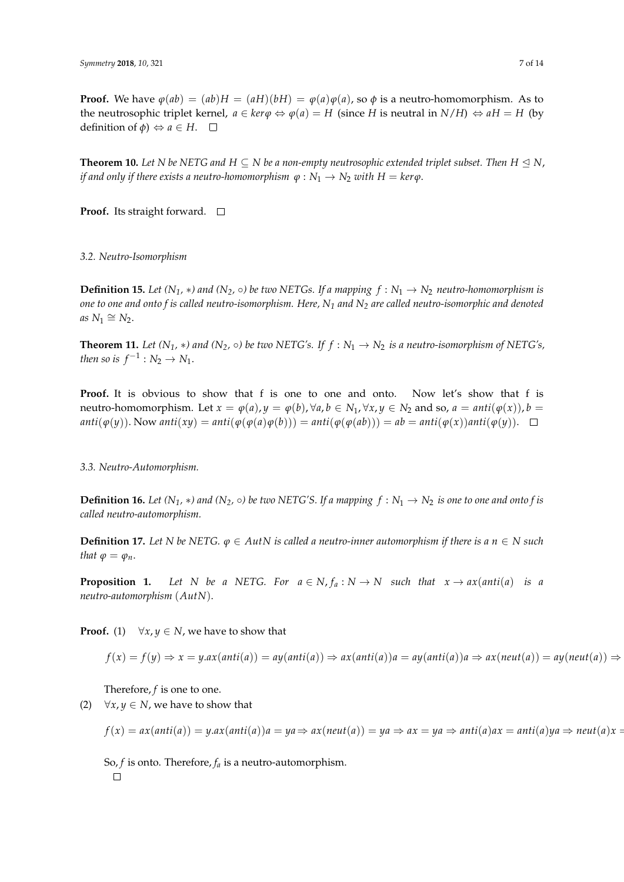**Proof.** We have $\varphi(ab) = (ab)H = (aH)(bH) = \varphi(a)\varphi(a)$, so $\phi$ is a neutro-homomorphism. As to the neutrosophic triplet kernel, $a \in ker\varphi \Leftrightarrow \varphi(a) = H$ (since $H$ is neutral in $N/H$) $\Leftrightarrow aH = H$ (by definition of $\phi$) $\Leftrightarrow a \in H$. □

**Theorem 10.** *Let $N$ be NETG and $H \subseteq N$ be a non-empty neutrosophic extended triplet subset. Then $H \trianglelefteq N$, if and only if there exists a neutro-homomorphism $\varphi : N_1 \to N_2$ with $H = ker\varphi$.*

**Proof.** Its straight forward. □

### 3.2. Neutro-Isomorphism

**Definition 15.** *Let $(N_1, *)$ and $(N_2, \circ)$ be two NETGs. If a mapping $f : N_1 \to N_2$ neutro-homomorphism is one to one and onto f is called neutro-isomorphism. Here, $N_1$ and $N_2$ are called neutro-isomorphic and denoted as $N_1 \cong N_2$.*

**Theorem 11.** *Let $(N_1, *)$ and $(N_2, \circ)$ be two NETG's. If $f : N_1 \to N_2$ is a neutro-isomorphism of NETG's, then so is $f^{-1} : N_2 \to N_1$.*

**Proof.** It is obvious to show that f is one to one and onto. Now let's show that f is neutro-homomorphism. Let $x = \varphi(a), y = \varphi(b), \forall a, b \in N_1, \forall x, y \in N_2$ and so, $a = anti(\varphi(x)), b = anti(\varphi(y))$. Now $anti(xy) = anti(\varphi(\varphi(a)\varphi(b))) = anti(\varphi(\varphi(ab))) = ab = anti(\varphi(x))anti(\varphi(y))$. □

### 3.3. Neutro-Automorphism.

**Definition 16.** *Let $(N_1, *)$ and $(N_2, \circ)$ be two NETG'S. If a mapping $f : N_1 \to N_2$ is one to one and onto f is called neutro-automorphism.*

**Definition 17.** *Let N be NETG. $\varphi \in AutN$ is called a neutro-inner automorphism if there is a $n \in N$ such that $\varphi = \varphi_n$.*

**Proposition 1.** *Let N be a NETG. For $a \in N, f_a : N \to N$ such that $x \to ax(anti(a)$ is a neutro-automorphism $(AutN)$.*

**Proof.** (1) $\forall x, y \in N$, we have to show that

$$f(x) = f(y) \Rightarrow x = y.ax(anti(a)) = ay(anti(a)) \Rightarrow ax(anti(a))a = ay(anti(a))a \Rightarrow ax(neut(a)) = ay(neut(a)) \Rightarrow$$

Therefore, $f$ is one to one.

(2) $\forall x, y \in N$, we have to show that

$$f(x) = ax(anti(a)) = y.ax(anti(a))a = ya \Rightarrow ax(neut(a)) = ya \Rightarrow ax = ya \Rightarrow anti(a)ax = anti(a)ya \Rightarrow neut(a)x =$$

So, $f$ is onto. Therefore, $f_a$ is a neutro-automorphism.
□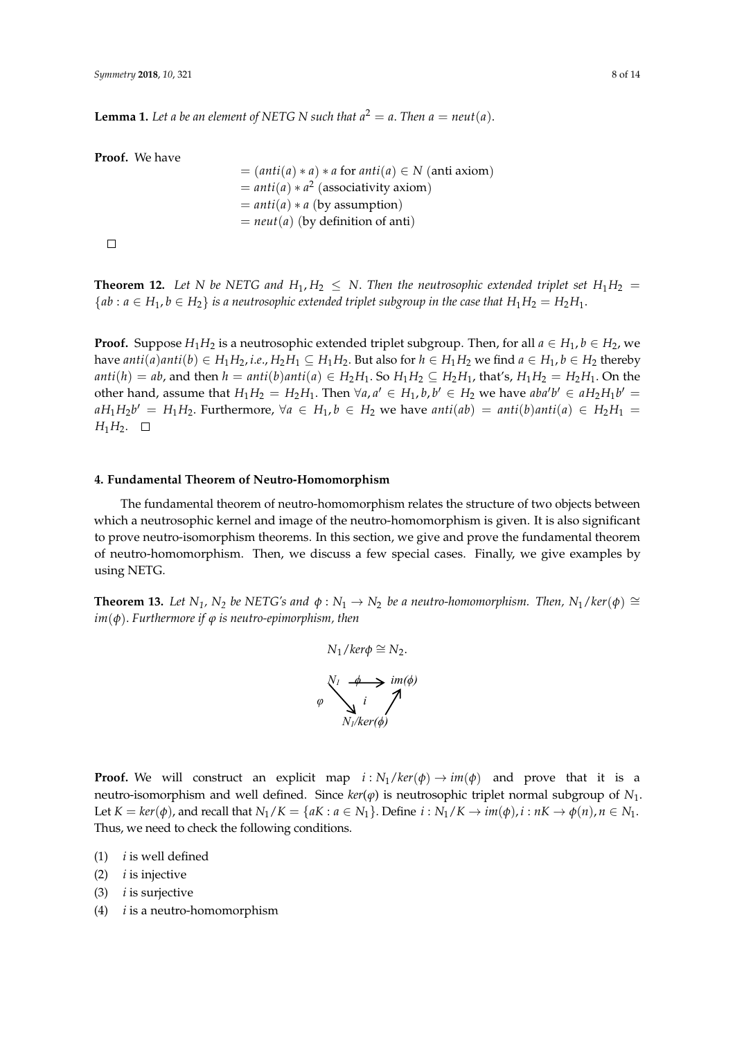**Lemma 1.** *Let a be an element of NETG N such that $a^2 = a$. Then $a = neut(a)$.*

**Proof.** We have

$$
\begin{aligned}
&= (anti(a) * a) * a \text{ for } anti(a) \in N \text{ (anti axiom)} \\
&= anti(a) * a^2 \text{ (associativity axiom)} \\
&= anti(a) * a \text{ (by assumption)} \\
&= neut(a) \text{ (by definition of anti)}
\end{aligned}
$$

□

**Theorem 12.** *Let N be NETG and $H_1, H_2 \leq N$. Then the neutrosophic extended triplet set $H_1H_2 = \{ab : a \in H_1, b \in H_2\}$ is a neutrosophic extended triplet subgroup in the case that $H_1H_2 = H_2H_1$.*

**Proof.** Suppose $H_1H_2$ is a neutrosophic extended triplet subgroup. Then, for all $a \in H_1, b \in H_2$, we have $anti(a)anti(b) \in H_1H_2$, *i.e.*, $H_2H_1 \subseteq H_1H_2$. But also for $h \in H_1H_2$ we find $a \in H_1, b \in H_2$ thereby $anti(h) = ab$, and then $h = anti(b)anti(a) \in H_2H_1$. So $H_1H_2 \subseteq H_2H_1$, that's, $H_1H_2 = H_2H_1$. On the other hand, assume that $H_1H_2 = H_2H_1$. Then $\forall a, a' \in H_1, b, b' \in H_2$ we have $aba'b' \in aH_2H_1b' = aH_1H_2b' = H_1H_2$. Furthermore, $\forall a \in H_1, b \in H_2$ we have $anti(ab) = anti(b)anti(a) \in H_2H_1 = H_1H_2$. □

#### 4. Fundamental Theorem of Neutro-Homomorphism

The fundamental theorem of neutro-homomorphism relates the structure of two objects between which a neutrosophic kernel and image of the neutro-homomorphism is given. It is also significant to prove neutro-isomorphism theorems. In this section, we give and prove the fundamental theorem of neutro-homomorphism. Then, we discuss a few special cases. Finally, we give examples by using NETG.

**Theorem 13.** *Let $N_1$, $N_2$ be NETG's and $\phi : N_1 \to N_2$ be a neutro-homomorphism. Then, $N_1/ker(\phi) \cong im(\phi)$. Furthermore if $\varphi$ is neutro-epimorphism, then*

$$N_1/ker\phi \cong N_2.$$

$$
\begin{array}{ccc}
N_1 & \xrightarrow{\phi} & im(\phi) \\
& \searrow^{\varphi} \quad \nearrow_{i} & \\
& N_1/ker(\phi) &
\end{array}
$$

**Proof.** We will construct an explicit map $i : N_1/ker(\phi) \to im(\phi)$ and prove that it is a neutro-isomorphism and well defined. Since $ker(\varphi)$ is neutrosophic triplet normal subgroup of $N_1$. Let $K = ker(\phi)$, and recall that $N_1/K = \{aK : a \in N_1\}$. Define $i : N_1/K \to im(\phi), i : nK \to \phi(n), n \in N_1$. Thus, we need to check the following conditions.

(1) $i$ is well defined
(2) $i$ is injective
(3) $i$ is surjective
(4) $i$ is a neutro-homomorphism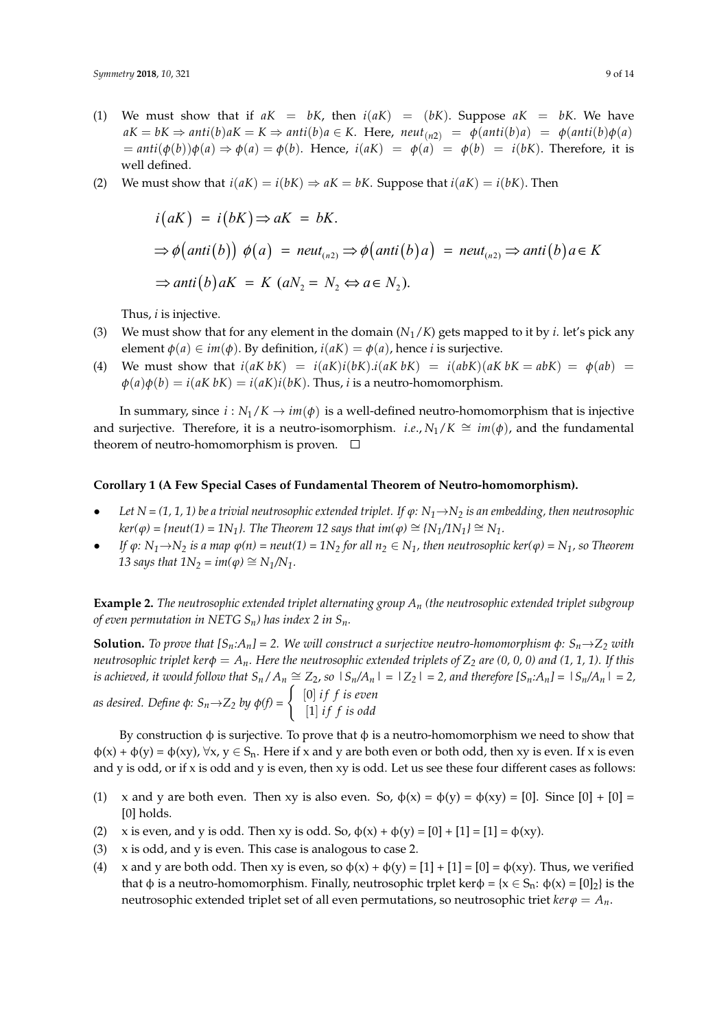(1) We must show that if $aK = bK$, then $i(aK) = (bK)$. Suppose $aK = bK$. We have $aK = bK \Rightarrow anti(b)aK = K \Rightarrow anti(b)a \in K$. Here, $neut_{(n2)} = \phi(anti(b)a) = \phi(anti(b)\phi(a) = anti(\phi(b))\phi(a) \Rightarrow \phi(a) = \phi(b)$. Hence, $i(aK) = \phi(a) = \phi(b) = i(bK)$. Therefore, it is well defined.

(2) We must show that $i(aK) = i(bK) \Rightarrow aK = bK$. Suppose that $i(aK) = i(bK)$. Then

$$
\begin{aligned}
& i(aK) = i(bK) \Rightarrow aK = bK. \\
& \Rightarrow \phi(anti(b))\ \phi(a) = neut_{(n2)} \Rightarrow \phi(anti(b)a) = neut_{(n2)} \Rightarrow anti(b)a \in K \\
& \Rightarrow anti(b)aK = K\ (aN_2 = N_2 \Leftrightarrow a \in N_2).
\end{aligned}
$$

Thus, $i$ is injective.

(3) We must show that for any element in the domain ($N_1/K$) gets mapped to it by $i$. let's pick any element $\phi(a) \in im(\phi)$. By definition, $i(aK) = \phi(a)$, hence $i$ is surjective.

(4) We must show that $i(aK\, bK) = i(aK)i(bK).i(aK\, bK) = i(abK)(aK\, bK = abK) = \phi(ab) = \phi(a)\phi(b) = i(aK\, bK) = i(aK)i(bK)$. Thus, $i$ is a neutro-homomorphism.

In summary, since $i : N_1/K \rightarrow im(\phi)$ is a well-defined neutro-homomorphism that is injective and surjective. Therefore, it is a neutro-isomorphism. *i.e.*, $N_1/K \cong im(\phi)$, and the fundamental theorem of neutro-homomorphism is proven. □

**Corollary 1 (A Few Special Cases of Fundamental Theorem of Neutro-homomorphism).**

- *Let N = (1, 1, 1) be a trivial neutrosophic extended triplet. If $\varphi$: $N_1 \rightarrow N_2$ is an embedding, then neutrosophic ker($\varphi$) = {neut(1) = $1N_1$}. The Theorem 12 says that im($\varphi$) $\cong$ {$N_1/1N_1$} $\cong$ $N_1$.*
- *If $\varphi$: $N_1 \rightarrow N_2$ is a map $\varphi(n)$ = neut(1) = $1N_2$ for all $n_2 \in N_1$, then neutrosophic ker($\varphi$) = $N_1$, so Theorem 13 says that $1N_2$ = im($\varphi$) $\cong$ $N_1/N_1$.*

**Example 2.** *The neutrosophic extended triplet alternating group $A_n$ (the neutrosophic extended triplet subgroup of even permutation in NETG $S_n$) has index 2 in $S_n$.*

**Solution.** *To prove that [$S_n$:$A_n$] = 2. We will construct a surjective neutro-homomorphism $\phi$: $S_n \rightarrow Z_2$ with neutrosophic triplet ker$\phi = A_n$. Here the neutrosophic extended triplets of $Z_2$ are (0, 0, 0) and (1, 1, 1). If this is achieved, it would follow that $S_n/A_n \cong Z_2$, so $|S_n/A_n| = |Z_2| = 2$, and therefore [$S_n$:$A_n$] = $|S_n/A_n|$ = 2, as desired. Define $\phi$: $S_n \rightarrow Z_2$ by* $\phi(f) = \begin{cases} [0] \text{ if } f \text{ is even} \\ [1] \text{ if } f \text{ is odd} \end{cases}$

By construction $\phi$ is surjective. To prove that $\phi$ is a neutro-homomorphism we need to show that $\phi(x) + \phi(y) = \phi(xy)$, $\forall x, y \in S_n$. Here if x and y are both even or both odd, then xy is even. If x is even and y is odd, or if x is odd and y is even, then xy is odd. Let us see these four different cases as follows:

(1) x and y are both even. Then xy is also even. So, $\phi(x) = \phi(y) = \phi(xy) = [0]$. Since $[0] + [0] = [0]$ holds.

(2) x is even, and y is odd. Then xy is odd. So, $\phi(x) + \phi(y) = [0] + [1] = [1] = \phi(xy)$.

(3) x is odd, and y is even. This case is analogous to case 2.

(4) x and y are both odd. Then xy is even, so $\phi(x) + \phi(y) = [1] + [1] = [0] = \phi(xy)$. Thus, we verified that $\phi$ is a neutro-homomorphism. Finally, neutrosophic trplet ker$\phi$ = {$x \in S_n$: $\phi(x) = [0]_2$} is the neutrosophic extended triplet set of all even permutations, so neutrosophic triet $ker\varphi = A_n$.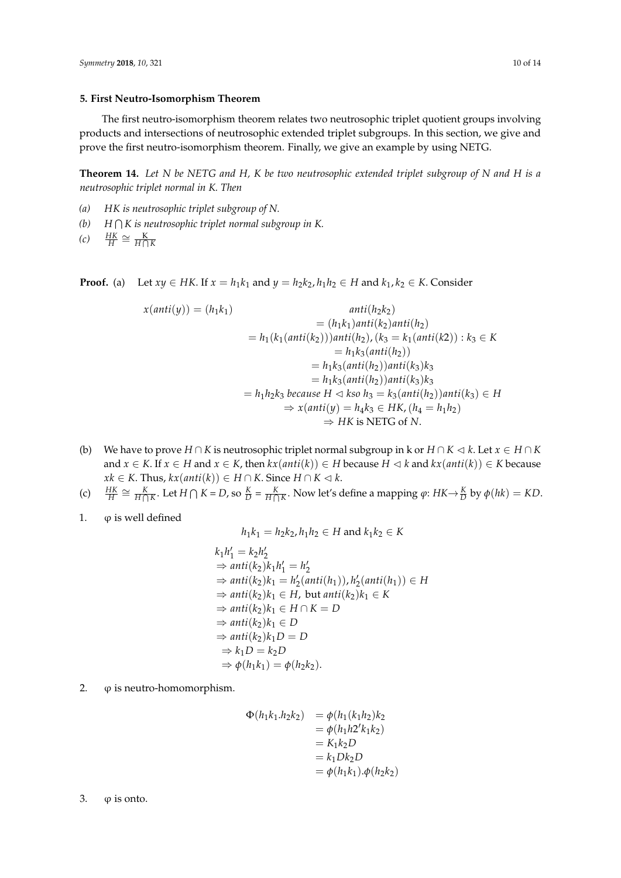## 5. First Neutro-Isomorphism Theorem

The first neutro-isomorphism theorem relates two neutrosophic triplet quotient groups involving products and intersections of neutrosophic extended triplet subgroups. In this section, we give and prove the first neutro-isomorphism theorem. Finally, we give an example by using NETG.

**Theorem 14.** *Let N be NETG and H, K be two neutrosophic extended triplet subgroup of N and H is a neutrosophic triplet normal in K. Then*

*(a)* *HK is neutrosophic triplet subgroup of N.*

*(b)* *$H \bigcap K$ is neutrosophic triplet normal subgroup in K.*

*(c)* $\frac{HK}{H} \cong \frac{K}{H \bigcap K}$

**Proof.** (a) Let $xy \in HK$. If $x = h_1k_1$ and $y = h_2k_2, h_1h_2 \in H$ and $k_1, k_2 \in K$. Consider

$$
\begin{aligned}
x(anti(y)) = (h_1k_1) \quad & anti(h_2k_2) \\
&= (h_1k_1)anti(k_2)anti(h_2) \\
&= h_1(k_1(anti(k_2)))anti(h_2), (k_3 = k_1(anti(k2)) : k_3 \in K \\
&= h_1k_3(anti(h_2)) \\
&= h_1k_3(anti(h_2))anti(k_3)k_3 \\
&= h_1k_3(anti(h_2))anti(k_3)k_3 \\
&= h_1h_2k_3 \text{ because } H \lhd k so\ h_3 = k_3(anti(h_2))anti(k_3) \in H \\
&\Rightarrow x(anti(y) = h_4k_3 \in HK, (h_4 = h_1h_2) \\
&\Rightarrow HK \text{ is NETG of } N.
\end{aligned}
$$

(b) We have to prove $H \cap K$ is neutrosophic triplet normal subgroup in k or $H \cap K \lhd k$. Let $x \in H \cap K$ and $x \in K$. If $x \in H$ and $x \in K$, then $kx(anti(k)) \in H$ because $H \lhd k$ and $kx(anti(k)) \in K$ because $xk \in K$. Thus, $kx(anti(k)) \in H \cap K$. Since $H \cap K \lhd k$.

(c) $\frac{HK}{H} \cong \frac{K}{H \bigcap K}$. Let $H \bigcap K = D$, so $\frac{K}{D} = \frac{K}{H \bigcap K}$. Now let's define a mapping $\varphi$: $HK \rightarrow \frac{K}{D}$ by $\phi(hk) = KD$.

1. φ is well defined

$$h_1k_1 = h_2k_2, h_1h_2 \in H \text{ and } k_1k_2 \in K$$

$$
\begin{aligned}
& k_1h'_1 = k_2h'_2 \\
& \Rightarrow anti(k_2)k_1h'_1 = h'_2 \\
& \Rightarrow anti(k_2)k_1 = h'_2(anti(h_1)), h'_2(anti(h_1)) \in H \\
& \Rightarrow anti(k_2)k_1 \in H, \text{ but } anti(k_2)k_1 \in K \\
& \Rightarrow anti(k_2)k_1 \in H \cap K = D \\
& \Rightarrow anti(k_2)k_1 \in D \\
& \Rightarrow anti(k_2)k_1D = D \\
& \Rightarrow k_1D = k_2D \\
& \Rightarrow \phi(h_1k_1) = \phi(h_2k_2).
\end{aligned}
$$

2. φ is neutro-homomorphism.

$$
\begin{aligned}
\Phi(h_1k_1.h_2k_2) &= \phi(h_1(k_1h_2)k_2 \\
&= \phi(h_1h2'k_1k_2) \\
&= K_1k_2D \\
&= k_1Dk_2D \\
&= \phi(h_1k_1).\phi(h_2k_2)
\end{aligned}
$$

3. φ is onto.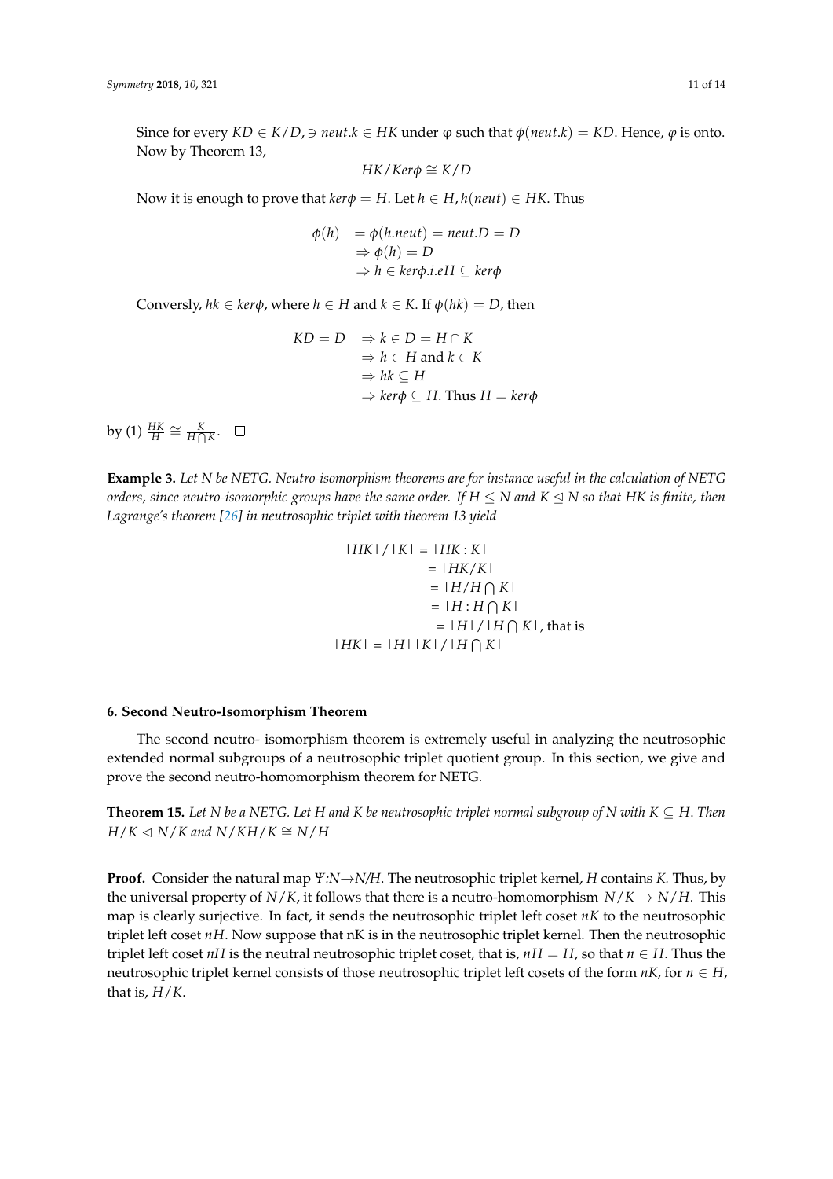Since for every $KD \in K/D, \ni neut.k \in HK$ under φ such that $\phi(neut.k) = KD$. Hence, $\varphi$ is onto. Now by Theorem 13,

$$HK/Ker\phi \cong K/D$$

Now it is enough to prove that $ker\phi = H$. Let $h \in H, h(neut) \in HK$. Thus

$$\begin{aligned} \phi(h) &= \phi(h.neut) = neut.D = D \\ &\Rightarrow \phi(h) = D \\ &\Rightarrow h \in ker\phi. i.eH \subseteq ker\phi \end{aligned}$$

Conversely, $hk \in ker\phi$, where $h \in H$ and $k \in K$. If $\phi(hk) = D$, then

$$\begin{aligned} KD = D \quad &\Rightarrow k \in D = H \cap K \\ &\Rightarrow h \in H \text{ and } k \in K \\ &\Rightarrow hk \subseteq H \\ &\Rightarrow ker\phi \subseteq H. \text{ Thus } H = ker\phi \end{aligned}$$

by (1) $\frac{HK}{H} \cong \frac{K}{H \bigcap K}$. □

**Example 3.** *Let N be NETG. Neutro-isomorphism theorems are for instance useful in the calculation of NETG orders, since neutro-isomorphic groups have the same order. If $H \leq N$ and $K \trianglelefteq N$ so that HK is finite, then Lagrange's theorem [26] in neutrosophic triplet with theorem 13 yield*

$$\begin{aligned} |HK| / |K| &= |HK : K| \\ &= |HK/K| \\ &= |H/H \bigcap K| \\ &= |H : H \bigcap K| \\ &= |H| / |H \bigcap K|, \text{ that is} \\ |HK| &= |H| \, |K| / |H \bigcap K| \end{aligned}$$

## 6. Second Neutro-Isomorphism Theorem

The second neutro- isomorphism theorem is extremely useful in analyzing the neutrosophic extended normal subgroups of a neutrosophic triplet quotient group. In this section, we give and prove the second neutro-homomorphism theorem for NETG.

**Theorem 15.** *Let N be a NETG. Let H and K be neutrosophic triplet normal subgroup of N with $K \subseteq H$. Then $H/K \lhd N/K$ and $N/KH/K \cong N/H$*

**Proof.** Consider the natural map $\Psi : N \rightarrow N/H$. The neutrosophic triplet kernel, $H$ contains $K$. Thus, by the universal property of $N/K$, it follows that there is a neutro-homomorphism $N/K \rightarrow N/H$. This map is clearly surjective. In fact, it sends the neutrosophic triplet left coset $nK$ to the neutrosophic triplet left coset $nH$. Now suppose that nK is in the neutrosophic triplet kernel. Then the neutrosophic triplet left coset $nH$ is the neutral neutrosophic triplet coset, that is, $nH = H$, so that $n \in H$. Thus the neutrosophic triplet kernel consists of those neutrosophic triplet left cosets of the form $nK$, for $n \in H$, that is, $H/K$.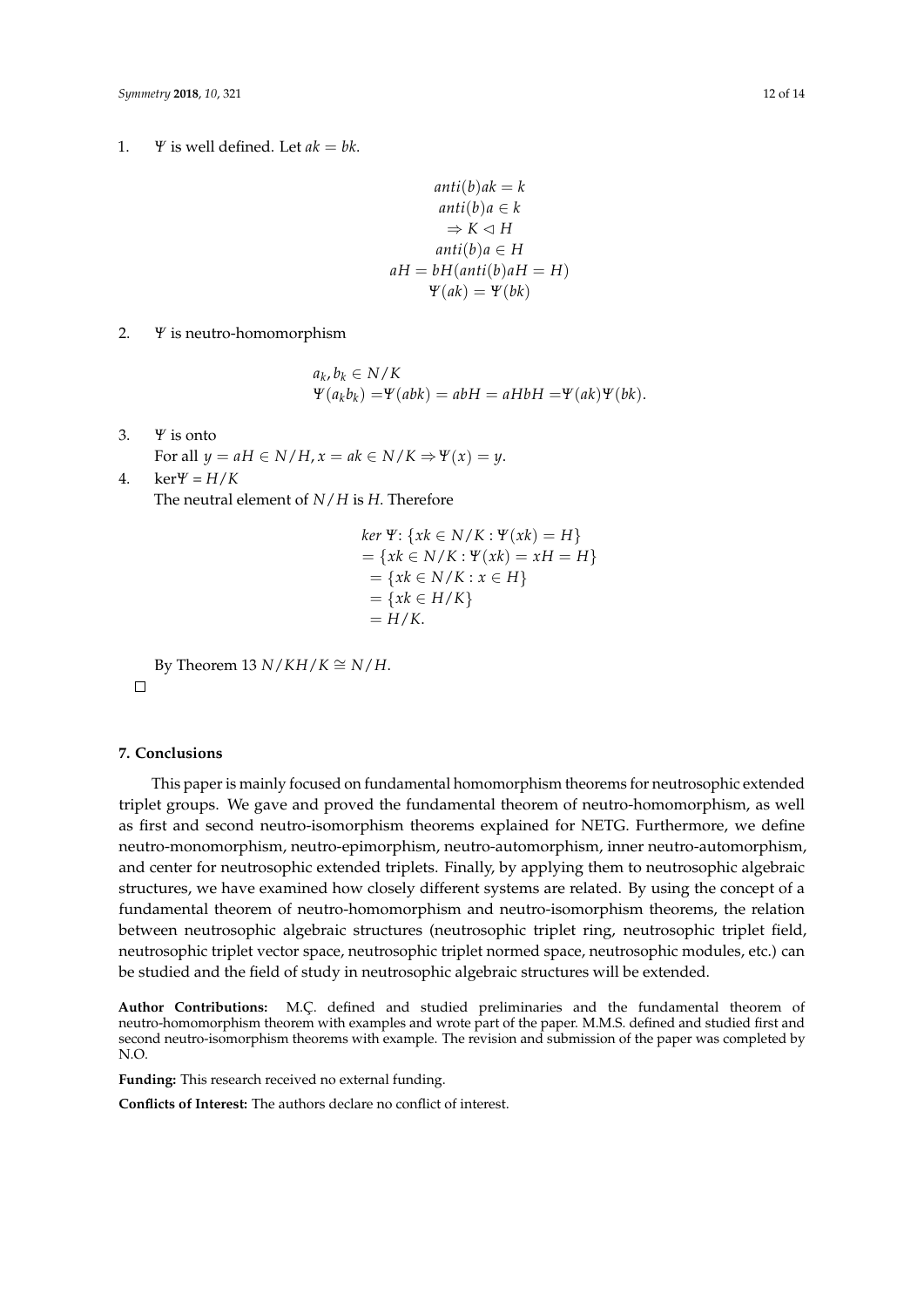1. $\Psi$ is well defined. Let $ak = bk$.

$$
\begin{gathered}
anti(b)ak = k \\
anti(b)a \in k \\
\Rightarrow K \lhd H \\
anti(b)a \in H \\
aH = bH(anti(b)aH = H) \\
\Psi(ak) = \Psi(bk)
\end{gathered}
$$

2. $\Psi$ is neutro-homomorphism

$$
\begin{aligned}
&a_k, b_k \in N/K \\
&\Psi(a_k b_k) = \Psi(abk) = abH = aHbH = \Psi(ak)\Psi(bk).
\end{aligned}
$$

3. $\Psi$ is onto

   For all $y = aH \in N/H, x = ak \in N/K \Rightarrow \Psi(x) = y$.

4. $\ker\Psi = H/K$

   The neutral element of $N/H$ is $H$. Therefore

$$
\begin{aligned}
&ker\ \Psi\colon \{xk \in N/K : \Psi(xk) = H\} \\
&= \{xk \in N/K : \Psi(xk) = xH = H\} \\
&= \{xk \in N/K : x \in H\} \\
&= \{xk \in H/K\} \\
&= H/K.
\end{aligned}
$$

By Theorem 13 $N/KH/K \cong N/H$.

□

## 7. Conclusions

This paper is mainly focused on fundamental homomorphism theorems for neutrosophic extended triplet groups. We gave and proved the fundamental theorem of neutro-homomorphism, as well as first and second neutro-isomorphism theorems explained for NETG. Furthermore, we define neutro-monomorphism, neutro-epimorphism, neutro-automorphism, inner neutro-automorphism, and center for neutrosophic extended triplets. Finally, by applying them to neutrosophic algebraic structures, we have examined how closely different systems are related. By using the concept of a fundamental theorem of neutro-homomorphism and neutro-isomorphism theorems, the relation between neutrosophic algebraic structures (neutrosophic triplet ring, neutrosophic triplet field, neutrosophic triplet vector space, neutrosophic triplet normed space, neutrosophic modules, etc.) can be studied and the field of study in neutrosophic algebraic structures will be extended.

**Author Contributions:** M.Ç. defined and studied preliminaries and the fundamental theorem of neutro-homomorphism theorem with examples and wrote part of the paper. M.M.S. defined and studied first and second neutro-isomorphism theorems with example. The revision and submission of the paper was completed by N.O.

**Funding:** This research received no external funding.

**Conflicts of Interest:** The authors declare no conflict of interest.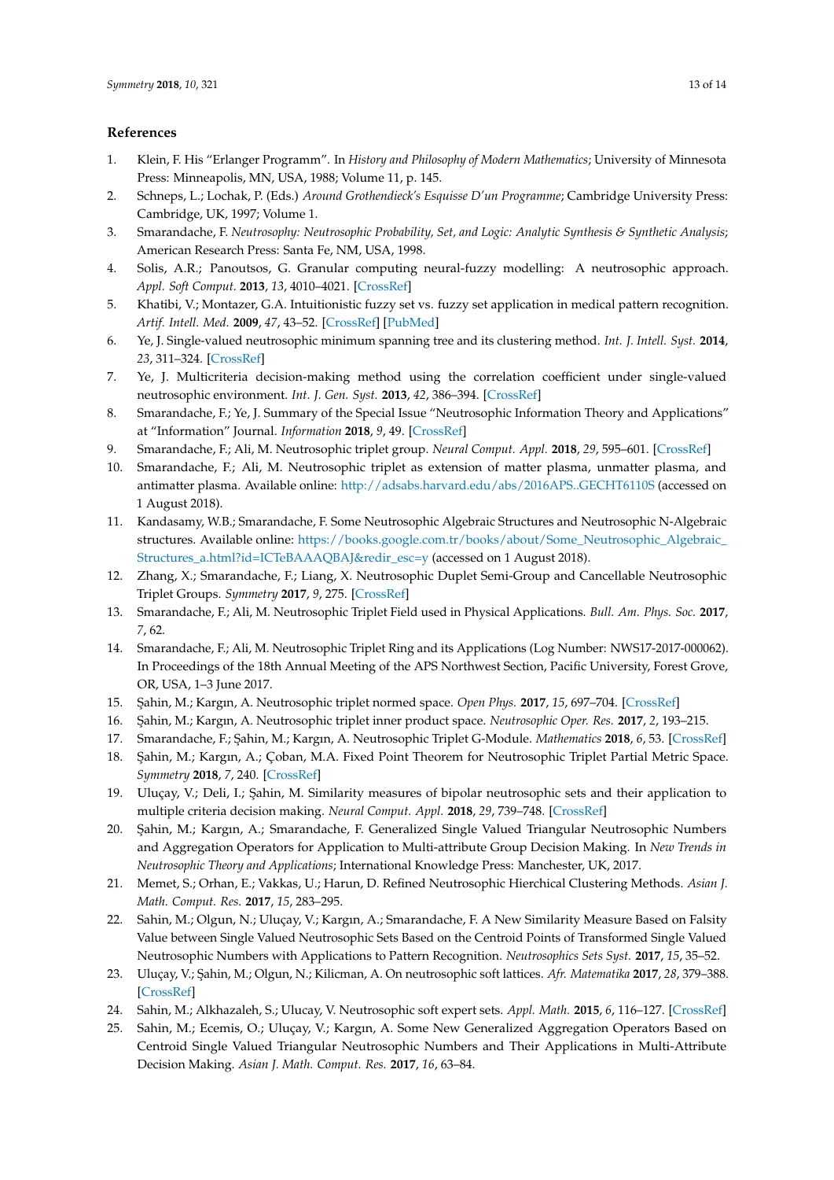## References

1. Klein, F. His "Erlanger Programm". In *History and Philosophy of Modern Mathematics*; University of Minnesota Press: Minneapolis, MN, USA, 1988; Volume 11, p. 145.
2. Schneps, L.; Lochak, P. (Eds.) *Around Grothendieck's Esquisse D'un Programme*; Cambridge University Press: Cambridge, UK, 1997; Volume 1.
3. Smarandache, F. *Neutrosophy: Neutrosophic Probability, Set, and Logic: Analytic Synthesis & Synthetic Analysis*; American Research Press: Santa Fe, NM, USA, 1998.
4. Solis, A.R.; Panoutsos, G. Granular computing neural-fuzzy modelling: A neutrosophic approach. *Appl. Soft Comput.* **2013**, *13*, 4010–4021. [CrossRef]
5. Khatibi, V.; Montazer, G.A. Intuitionistic fuzzy set vs. fuzzy set application in medical pattern recognition. *Artif. Intell. Med.* **2009**, *47*, 43–52. [CrossRef] [PubMed]
6. Ye, J. Single-valued neutrosophic minimum spanning tree and its clustering method. *Int. J. Intell. Syst.* **2014**, *23*, 311–324. [CrossRef]
7. Ye, J. Multicriteria decision-making method using the correlation coefficient under single-valued neutrosophic environment. *Int. J. Gen. Syst.* **2013**, *42*, 386–394. [CrossRef]
8. Smarandache, F.; Ye, J. Summary of the Special Issue "Neutrosophic Information Theory and Applications" at "Information" Journal. *Information* **2018**, *9*, 49. [CrossRef]
9. Smarandache, F.; Ali, M. Neutrosophic triplet group. *Neural Comput. Appl.* **2018**, *29*, 595–601. [CrossRef]
10. Smarandache, F.; Ali, M. Neutrosophic triplet as extension of matter plasma, unmatter plasma, and antimatter plasma. Available online: http://adsabs.harvard.edu/abs/2016APS..GECHT6110S (accessed on 1 August 2018).
11. Kandasamy, W.B.; Smarandache, F. Some Neutrosophic Algebraic Structures and Neutrosophic N-Algebraic structures. Available online: https://books.google.com.tr/books/about/Some_Neutrosophic_Algebraic_Structures_a.html?id=ICTeBAAAQBAJ&redir_esc=y (accessed on 1 August 2018).
12. Zhang, X.; Smarandache, F.; Liang, X. Neutrosophic Duplet Semi-Group and Cancellable Neutrosophic Triplet Groups. *Symmetry* **2017**, *9*, 275. [CrossRef]
13. Smarandache, F.; Ali, M. Neutrosophic Triplet Field used in Physical Applications. *Bull. Am. Phys. Soc.* **2017**, *7*, 62.
14. Smarandache, F.; Ali, M. Neutrosophic Triplet Ring and its Applications (Log Number: NWS17-2017-000062). In Proceedings of the 18th Annual Meeting of the APS Northwest Section, Pacific University, Forest Grove, OR, USA, 1–3 June 2017.
15. Şahin, M.; Kargın, A. Neutrosophic triplet normed space. *Open Phys.* **2017**, *15*, 697–704. [CrossRef]
16. Şahin, M.; Kargın, A. Neutrosophic triplet inner product space. *Neutrosophic Oper. Res.* **2017**, *2*, 193–215.
17. Smarandache, F.; Şahin, M.; Kargın, A. Neutrosophic Triplet G-Module. *Mathematics* **2018**, *6*, 53. [CrossRef]
18. Şahin, M.; Kargın, A.; Çoban, M.A. Fixed Point Theorem for Neutrosophic Triplet Partial Metric Space. *Symmetry* **2018**, *7*, 240. [CrossRef]
19. Uluçay, V.; Deli, I.; Şahin, M. Similarity measures of bipolar neutrosophic sets and their application to multiple criteria decision making. *Neural Comput. Appl.* **2018**, *29*, 739–748. [CrossRef]
20. Şahin, M.; Kargın, A.; Smarandache, F. Generalized Single Valued Triangular Neutrosophic Numbers and Aggregation Operators for Application to Multi-attribute Group Decision Making. In *New Trends in Neutrosophic Theory and Applications*; International Knowledge Press: Manchester, UK, 2017.
21. Memet, S.; Orhan, E.; Vakkas, U.; Harun, D. Refined Neutrosophic Hierchical Clustering Methods. *Asian J. Math. Comput. Res.* **2017**, *15*, 283–295.
22. Sahin, M.; Olgun, N.; Uluçay, V.; Kargın, A.; Smarandache, F. A New Similarity Measure Based on Falsity Value between Single Valued Neutrosophic Sets Based on the Centroid Points of Transformed Single Valued Neutrosophic Numbers with Applications to Pattern Recognition. *Neutrosophics Sets Syst.* **2017**, *15*, 35–52.
23. Uluçay, V.; Şahin, M.; Olgun, N.; Kilicman, A. On neutrosophic soft lattices. *Afr. Matematika* **2017**, *28*, 379–388. [CrossRef]
24. Sahin, M.; Alkhazaleh, S.; Ulucay, V. Neutrosophic soft expert sets. *Appl. Math.* **2015**, *6*, 116–127. [CrossRef]
25. Sahin, M.; Ecemis, O.; Uluçay, V.; Kargın, A. Some New Generalized Aggregation Operators Based on Centroid Single Valued Triangular Neutrosophic Numbers and Their Applications in Multi-Attribute Decision Making. *Asian J. Math. Comput. Res.* **2017**, *16*, 63–84.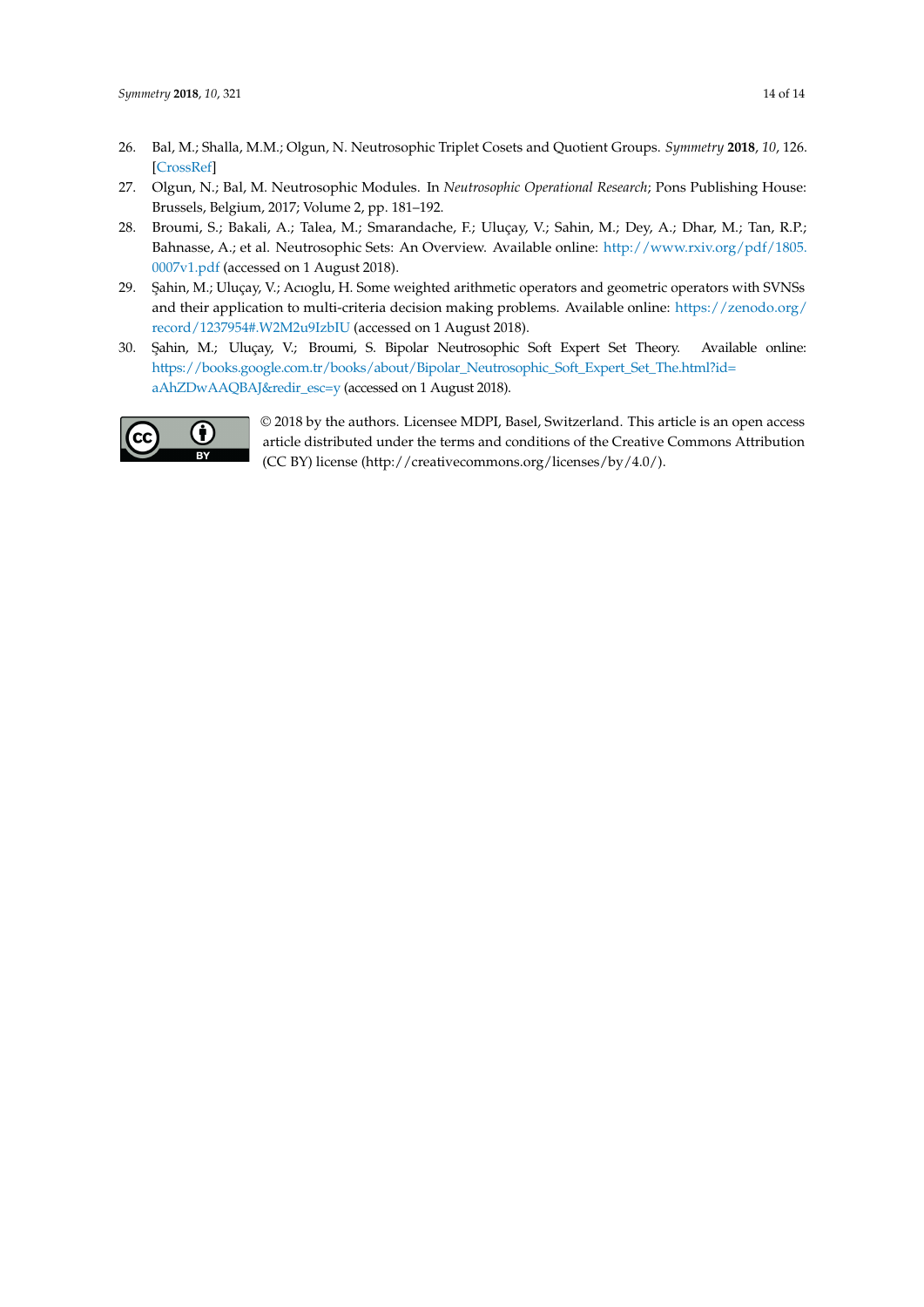26. Bal, M.; Shalla, M.M.; Olgun, N. Neutrosophic Triplet Cosets and Quotient Groups. *Symmetry* **2018**, *10*, 126. [CrossRef]
27. Olgun, N.; Bal, M. Neutrosophic Modules. In *Neutrosophic Operational Research*; Pons Publishing House: Brussels, Belgium, 2017; Volume 2, pp. 181–192.
28. Broumi, S.; Bakali, A.; Talea, M.; Smarandache, F.; Uluçay, V.; Sahin, M.; Dey, A.; Dhar, M.; Tan, R.P.; Bahnasse, A.; et al. Neutrosophic Sets: An Overview. Available online: http://www.rxiv.org/pdf/1805.0007v1.pdf (accessed on 1 August 2018).
29. Şahin, M.; Uluçay, V.; Acıoglu, H. Some weighted arithmetic operators and geometric operators with SVNSs and their application to multi-criteria decision making problems. Available online: https://zenodo.org/record/1237954#.W2M2u9IzbIU (accessed on 1 August 2018).
30. Şahin, M.; Uluçay, V.; Broumi, S. Bipolar Neutrosophic Soft Expert Set Theory. Available online: https://books.google.com.tr/books/about/Bipolar_Neutrosophic_Soft_Expert_Set_The.html?id=aAhZDwAAQBAJ&redir_esc=y (accessed on 1 August 2018).

© 2018 by the authors. Licensee MDPI, Basel, Switzerland. This article is an open access article distributed under the terms and conditions of the Creative Commons Attribution (CC BY) license (http://creativecommons.org/licenses/by/4.0/).